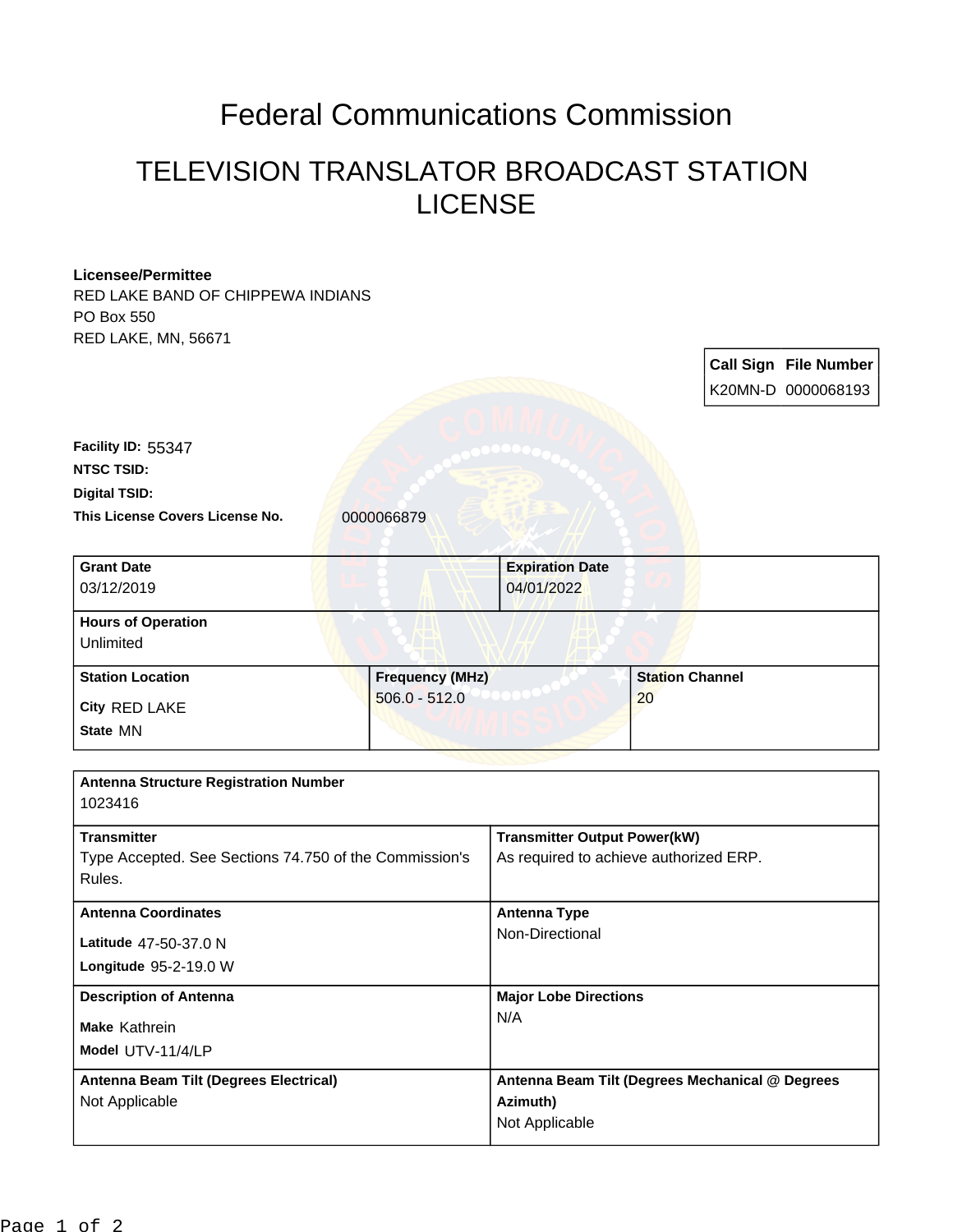# Federal Communications Commission

## TELEVISION TRANSLATOR BROADCAST STATION LICENSE

**Licensee/Permittee**
RED LAKE BAND OF CHIPPEWA INDIANS
PO Box 550
RED LAKE, MN, 56671

| Call Sign | File Number |
| --- | --- |
| K20MN-D | 0000068193 |

**Facility ID:** 55347
**NTSC TSID:**
**Digital TSID:**
**This License Covers License No.** 0000066879

| Grant Date | Expiration Date |
| --- | --- |
| 03/12/2019 | 04/01/2022 |

**Hours of Operation**
Unlimited

| Station Location | Frequency (MHz) | Station Channel |
| --- | --- | --- |
| City RED LAKE<br>State MN | 506.0 - 512.0 | 20 |

**Antenna Structure Registration Number**
1023416

| Transmitter | Transmitter Output Power(kW) |
| --- | --- |
| Type Accepted. See Sections 74.750 of the Commission's Rules. | As required to achieve authorized ERP. |

| Antenna Coordinates | Antenna Type |
| --- | --- |
| Latitude 47-50-37.0 N<br>Longitude 95-2-19.0 W | Non-Directional |

| Description of Antenna | Major Lobe Directions |
| --- | --- |
| Make Kathrein<br>Model UTV-11/4/LP | N/A |

| Antenna Beam Tilt (Degrees Electrical) | Antenna Beam Tilt (Degrees Mechanical @ Degrees Azimuth) |
| --- | --- |
| Not Applicable | Not Applicable |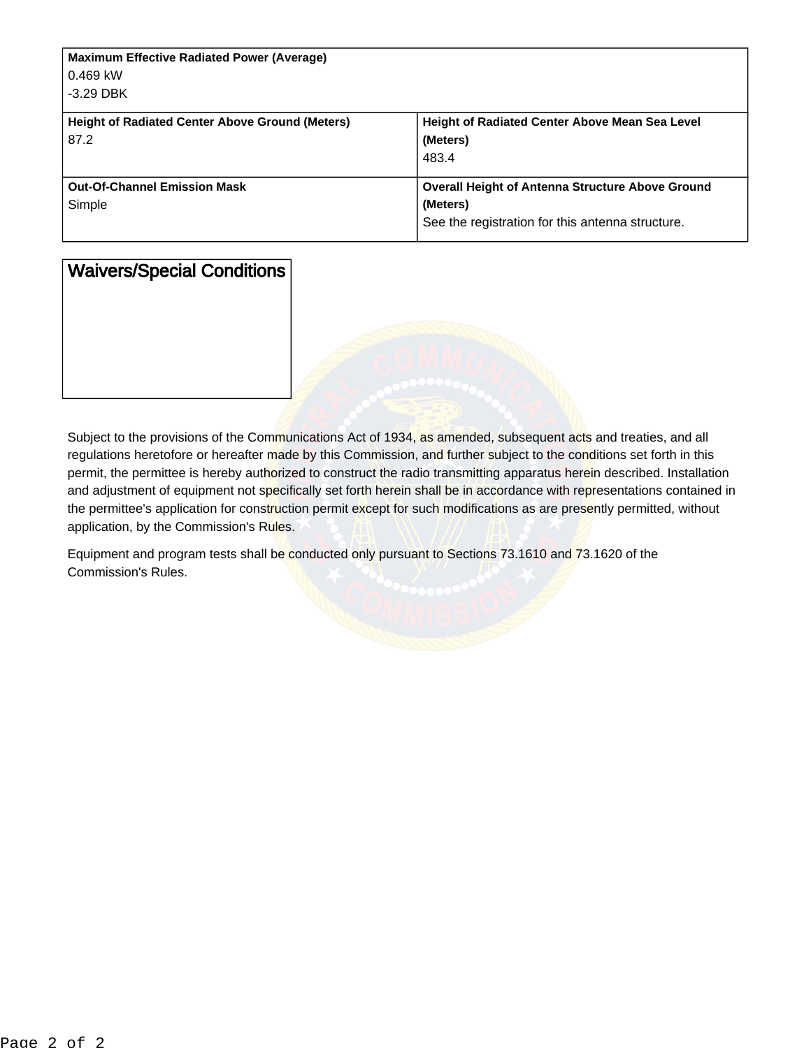| | |
|---|---|
| **Maximum Effective Radiated Power (Average)**<br>0.469 kW<br>-3.29 DBK | |
| **Height of Radiated Center Above Ground (Meters)**<br>87.2 | **Height of Radiated Center Above Mean Sea Level (Meters)**<br>483.4 |
| **Out-Of-Channel Emission Mask**<br>Simple | **Overall Height of Antenna Structure Above Ground (Meters)**<br>See the registration for this antenna structure. |

## Waivers/Special Conditions

Subject to the provisions of the Communications Act of 1934, as amended, subsequent acts and treaties, and all regulations heretofore or hereafter made by this Commission, and further subject to the conditions set forth in this permit, the permittee is hereby authorized to construct the radio transmitting apparatus herein described. Installation and adjustment of equipment not specifically set forth herein shall be in accordance with representations contained in the permittee's application for construction permit except for such modifications as are presently permitted, without application, by the Commission's Rules.

Equipment and program tests shall be conducted only pursuant to Sections 73.1610 and 73.1620 of the Commission's Rules.